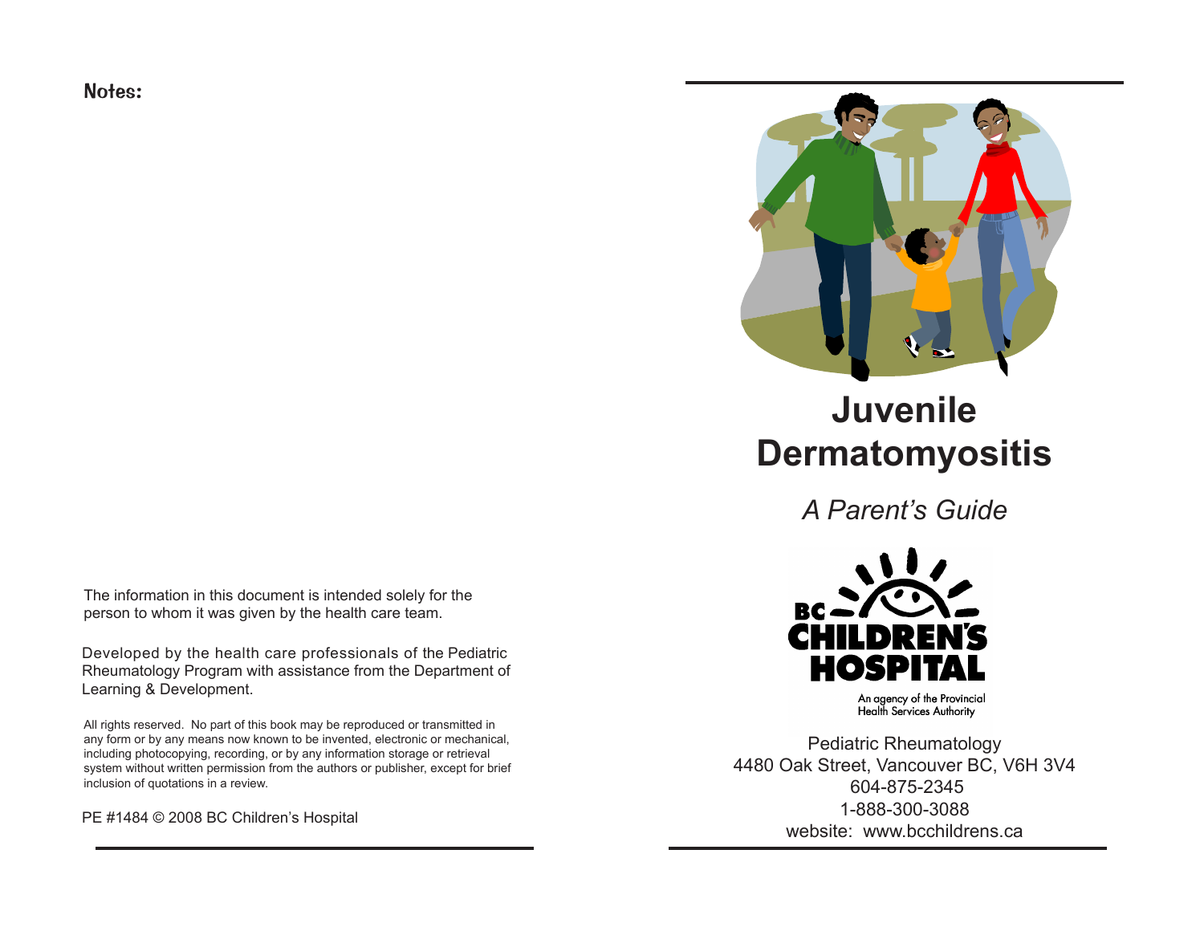**Notes:**

The information in this document is intended solely for the person to whom it was given by the health care team.

Developed by the health care professionals of the Pediatric Rheumatology Program with assistance from the Department of Learning & Development.

All rights reserved. No part of this book may be reproduced or transmitted in any form or by any means now known to be invented, electronic or mechanical, including photocopying, recording, or by any information storage or retrieval system without written permission from the authors or publisher, except for brief inclusion of quotations in a review.

PE #1484 © 2008 BC Children's Hospital

# Juvenile Dermatomyositis

*A Parent's Guide*

BC CHILDREN'S HOSPITAL

An agency of the Provincial Health Services Authority

Pediatric Rheumatology
4480 Oak Street, Vancouver BC, V6H 3V4
604-875-2345
1-888-300-3088
website: www.bcchildrens.ca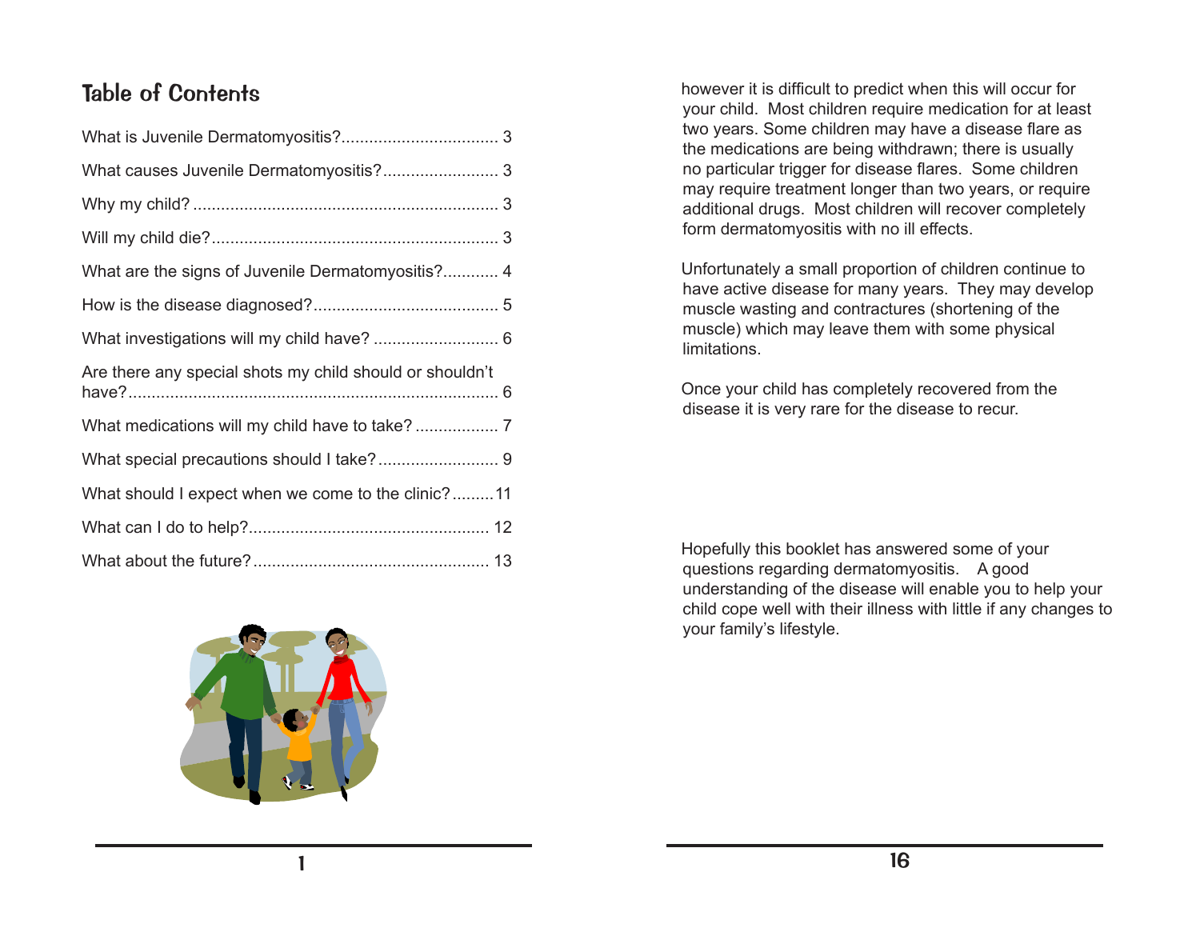## Table of Contents

What is Juvenile Dermatomyositis?.................................. 3

What causes Juvenile Dermatomyositis?......................... 3

Why my child? ................................................................. 3

Will my child die?............................................................. 3

What are the signs of Juvenile Dermatomyositis?............ 4

How is the disease diagnosed?........................................ 5

What investigations will my child have? ........................... 6

Are there any special shots my child should or shouldn't have?................................................................................ 6

What medications will my child have to take? .................. 7

What special precautions should I take?.......................... 9

What should I expect when we come to the clinic?.........11

What can I do to help?.................................................... 12

What about the future?................................................... 13

however it is difficult to predict when this will occur for your child. Most children require medication for at least two years. Some children may have a disease flare as the medications are being withdrawn; there is usually no particular trigger for disease flares. Some children may require treatment longer than two years, or require additional drugs. Most children will recover completely form dermatomyositis with no ill effects.

Unfortunately a small proportion of children continue to have active disease for many years. They may develop muscle wasting and contractures (shortening of the muscle) which may leave them with some physical limitations.

Once your child has completely recovered from the disease it is very rare for the disease to recur.

Hopefully this booklet has answered some of your questions regarding dermatomyositis. A good understanding of the disease will enable you to help your child cope well with their illness with little if any changes to your family's lifestyle.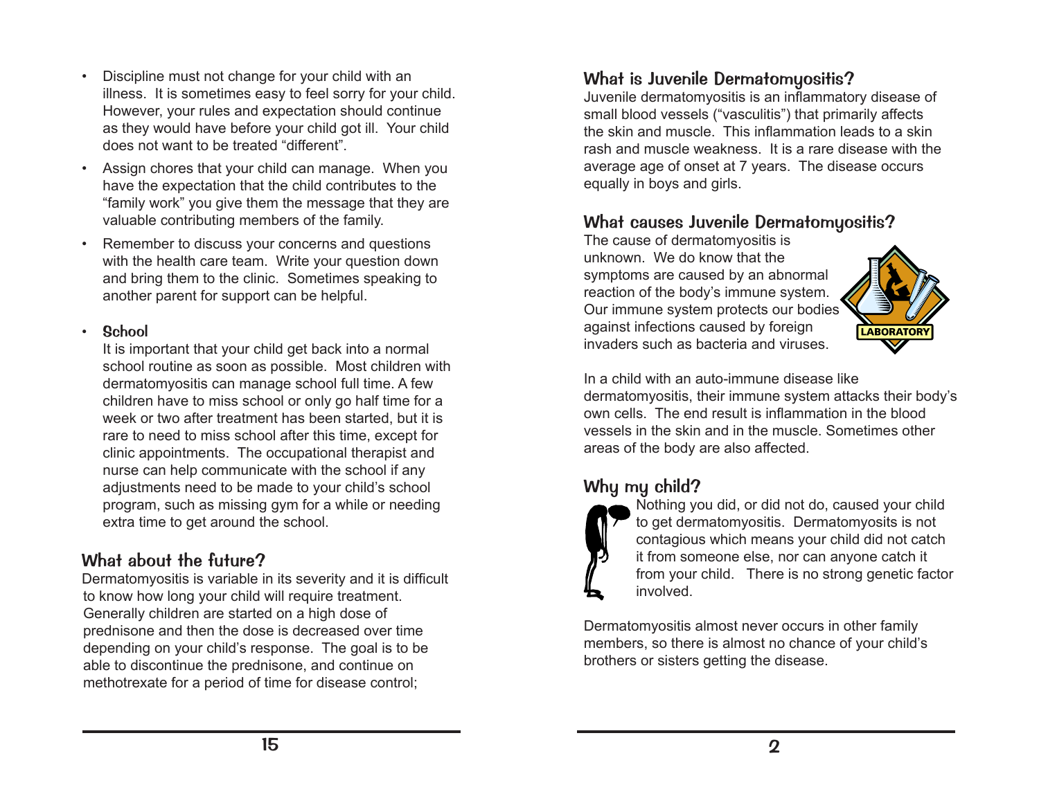- Discipline must not change for your child with an illness. It is sometimes easy to feel sorry for your child. However, your rules and expectation should continue as they would have before your child got ill. Your child does not want to be treated "different".
- Assign chores that your child can manage. When you have the expectation that the child contributes to the "family work" you give them the message that they are valuable contributing members of the family.
- Remember to discuss your concerns and questions with the health care team. Write your question down and bring them to the clinic. Sometimes speaking to another parent for support can be helpful.
- **School**
  It is important that your child get back into a normal school routine as soon as possible. Most children with dermatomyositis can manage school full time. A few children have to miss school or only go half time for a week or two after treatment has been started, but it is rare to need to miss school after this time, except for clinic appointments. The occupational therapist and nurse can help communicate with the school if any adjustments need to be made to your child's school program, such as missing gym for a while or needing extra time to get around the school.

## What about the future?

Dermatomyositis is variable in its severity and it is difficult to know how long your child will require treatment. Generally children are started on a high dose of prednisone and then the dose is decreased over time depending on your child's response. The goal is to be able to discontinue the prednisone, and continue on methotrexate for a period of time for disease control;

## What is Juvenile Dermatomyositis?

Juvenile dermatomyositis is an inflammatory disease of small blood vessels ("vasculitis") that primarily affects the skin and muscle. This inflammation leads to a skin rash and muscle weakness. It is a rare disease with the average age of onset at 7 years. The disease occurs equally in boys and girls.

## What causes Juvenile Dermatomyositis?

The cause of dermatomyositis is unknown. We do know that the symptoms are caused by an abnormal reaction of the body's immune system. Our immune system protects our bodies against infections caused by foreign invaders such as bacteria and viruses.

In a child with an auto-immune disease like dermatomyositis, their immune system attacks their body's own cells. The end result is inflammation in the blood vessels in the skin and in the muscle. Sometimes other areas of the body are also affected.

## Why my child?

Nothing you did, or did not do, caused your child to get dermatomyositis. Dermatomyosits is not contagious which means your child did not catch it from someone else, nor can anyone catch it from your child. There is no strong genetic factor involved.

Dermatomyositis almost never occurs in other family members, so there is almost no chance of your child's brothers or sisters getting the disease.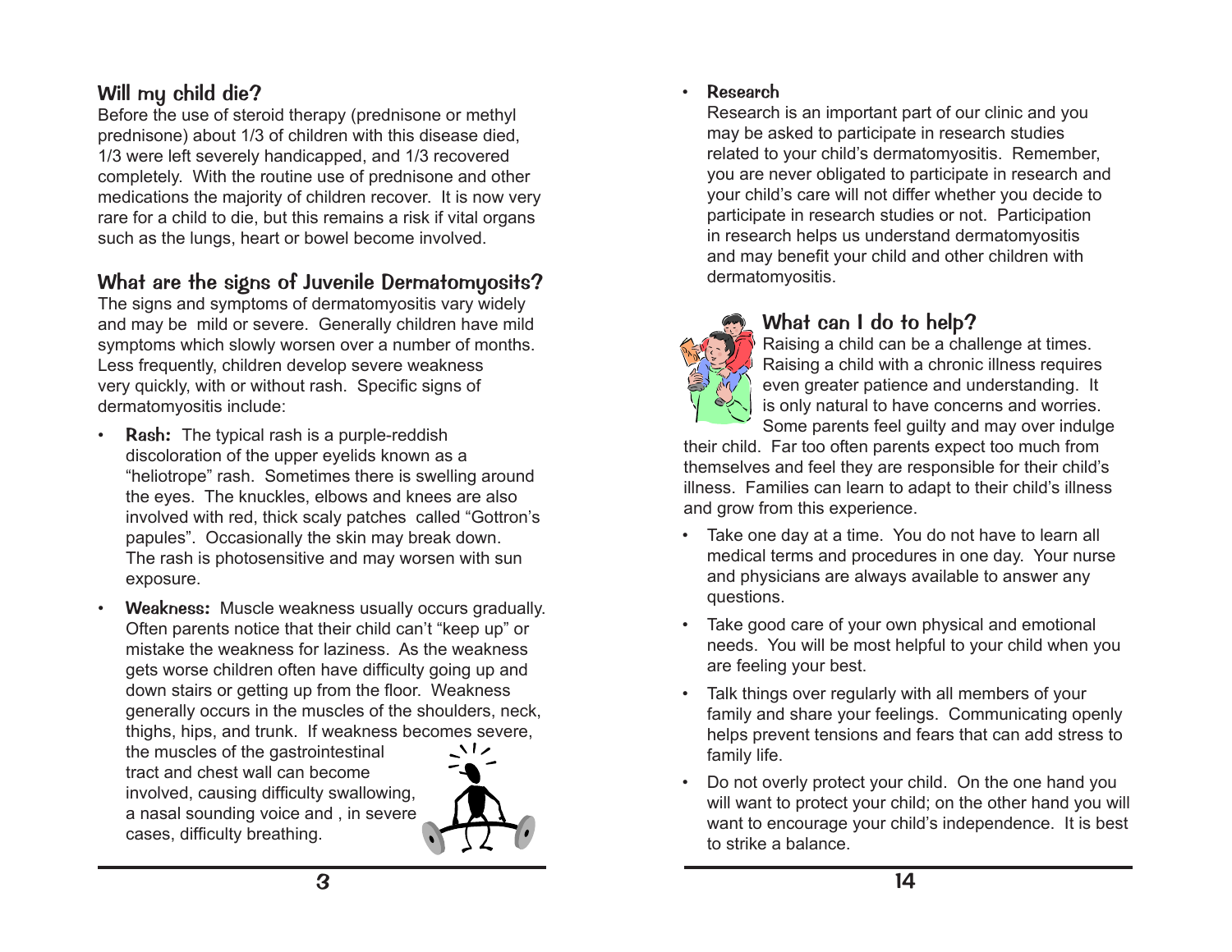## Will my child die?

Before the use of steroid therapy (prednisone or methyl prednisone) about 1/3 of children with this disease died, 1/3 were left severely handicapped, and 1/3 recovered completely. With the routine use of prednisone and other medications the majority of children recover. It is now very rare for a child to die, but this remains a risk if vital organs such as the lungs, heart or bowel become involved.

## What are the signs of Juvenile Dermatomyositis?

The signs and symptoms of dermatomyositis vary widely and may be mild or severe. Generally children have mild symptoms which slowly worsen over a number of months. Less frequently, children develop severe weakness very quickly, with or without rash. Specific signs of dermatomyositis include:

- **Rash:** The typical rash is a purple-reddish discoloration of the upper eyelids known as a "heliotrope" rash. Sometimes there is swelling around the eyes. The knuckles, elbows and knees are also involved with red, thick scaly patches called "Gottron's papules". Occasionally the skin may break down. The rash is photosensitive and may worsen with sun exposure.
- **Weakness:** Muscle weakness usually occurs gradually. Often parents notice that their child can't "keep up" or mistake the weakness for laziness. As the weakness gets worse children often have difficulty going up and down stairs or getting up from the floor. Weakness generally occurs in the muscles of the shoulders, neck, thighs, hips, and trunk. If weakness becomes severe, the muscles of the gastrointestinal tract and chest wall can become involved, causing difficulty swallowing, a nasal sounding voice and , in severe cases, difficulty breathing.

- **Research**

  Research is an important part of our clinic and you may be asked to participate in research studies related to your child's dermatomyositis. Remember, you are never obligated to participate in research and your child's care will not differ whether you decide to participate in research studies or not. Participation in research helps us understand dermatomyositis and may benefit your child and other children with dermatomyositis.

## What can I do to help?

Raising a child can be a challenge at times. Raising a child with a chronic illness requires even greater patience and understanding. It is only natural to have concerns and worries. Some parents feel guilty and may over indulge their child. Far too often parents expect too much from themselves and feel they are responsible for their child's illness. Families can learn to adapt to their child's illness and grow from this experience.

- Take one day at a time. You do not have to learn all medical terms and procedures in one day. Your nurse and physicians are always available to answer any questions.
- Take good care of your own physical and emotional needs. You will be most helpful to your child when you are feeling your best.
- Talk things over regularly with all members of your family and share your feelings. Communicating openly helps prevent tensions and fears that can add stress to family life.
- Do not overly protect your child. On the one hand you will want to protect your child; on the other hand you will want to encourage your child's independence. It is best to strike a balance.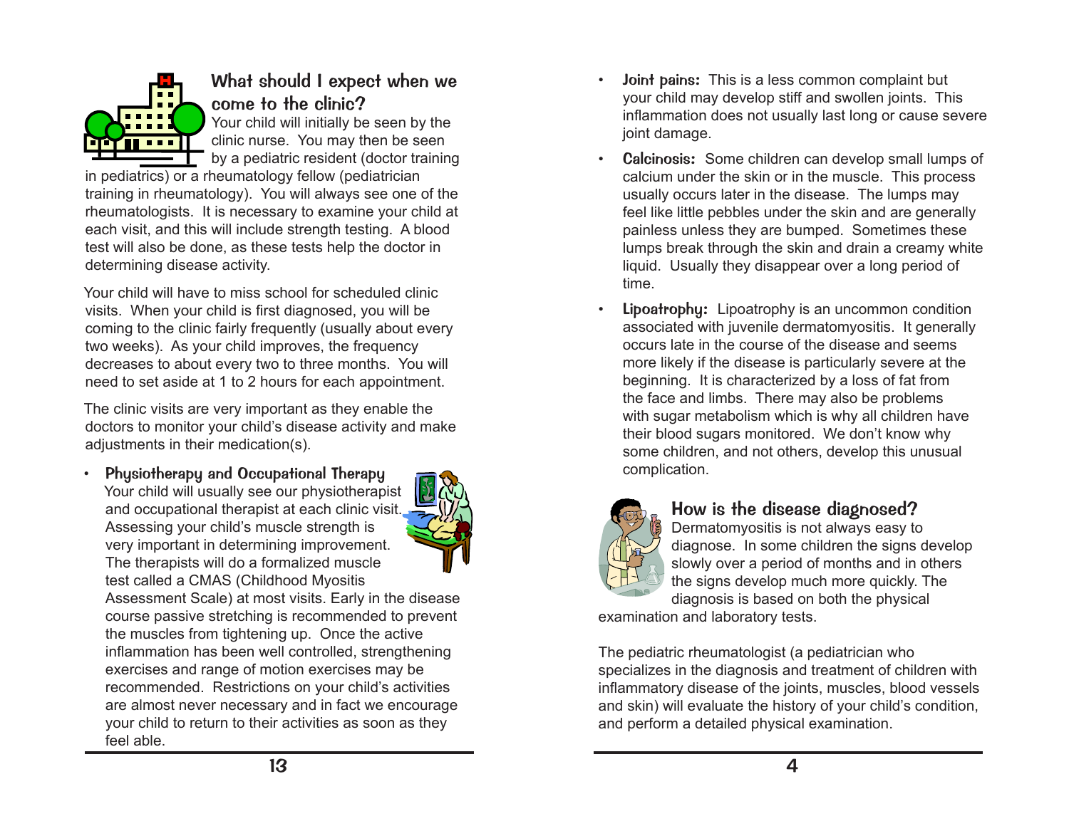## What should I expect when we come to the clinic?

Your child will initially be seen by the clinic nurse. You may then be seen by a pediatric resident (doctor training in pediatrics) or a rheumatology fellow (pediatrician training in rheumatology). You will always see one of the rheumatologists. It is necessary to examine your child at each visit, and this will include strength testing. A blood test will also be done, as these tests help the doctor in determining disease activity.

Your child will have to miss school for scheduled clinic visits. When your child is first diagnosed, you will be coming to the clinic fairly frequently (usually about every two weeks). As your child improves, the frequency decreases to about every two to three months. You will need to set aside at 1 to 2 hours for each appointment.

The clinic visits are very important as they enable the doctors to monitor your child's disease activity and make adjustments in their medication(s).

- **Physiotherapy and Occupational Therapy**
  Your child will usually see our physiotherapist and occupational therapist at each clinic visit. Assessing your child's muscle strength is very important in determining improvement. The therapists will do a formalized muscle test called a CMAS (Childhood Myositis Assessment Scale) at most visits. Early in the disease course passive stretching is recommended to prevent the muscles from tightening up. Once the active inflammation has been well controlled, strengthening exercises and range of motion exercises may be recommended. Restrictions on your child's activities are almost never necessary and in fact we encourage your child to return to their activities as soon as they feel able.

- **Joint pains:** This is a less common complaint but your child may develop stiff and swollen joints. This inflammation does not usually last long or cause severe joint damage.

- **Calcinosis:** Some children can develop small lumps of calcium under the skin or in the muscle. This process usually occurs later in the disease. The lumps may feel like little pebbles under the skin and are generally painless unless they are bumped. Sometimes these lumps break through the skin and drain a creamy white liquid. Usually they disappear over a long period of time.

- **Lipoatrophy:** Lipoatrophy is an uncommon condition associated with juvenile dermatomyositis. It generally occurs late in the course of the disease and seems more likely if the disease is particularly severe at the beginning. It is characterized by a loss of fat from the face and limbs. There may also be problems with sugar metabolism which is why all children have their blood sugars monitored. We don't know why some children, and not others, develop this unusual complication.

## How is the disease diagnosed?

Dermatomyositis is not always easy to diagnose. In some children the signs develop slowly over a period of months and in others the signs develop much more quickly. The diagnosis is based on both the physical examination and laboratory tests.

The pediatric rheumatologist (a pediatrician who specializes in the diagnosis and treatment of children with inflammatory disease of the joints, muscles, blood vessels and skin) will evaluate the history of your child's condition, and perform a detailed physical examination.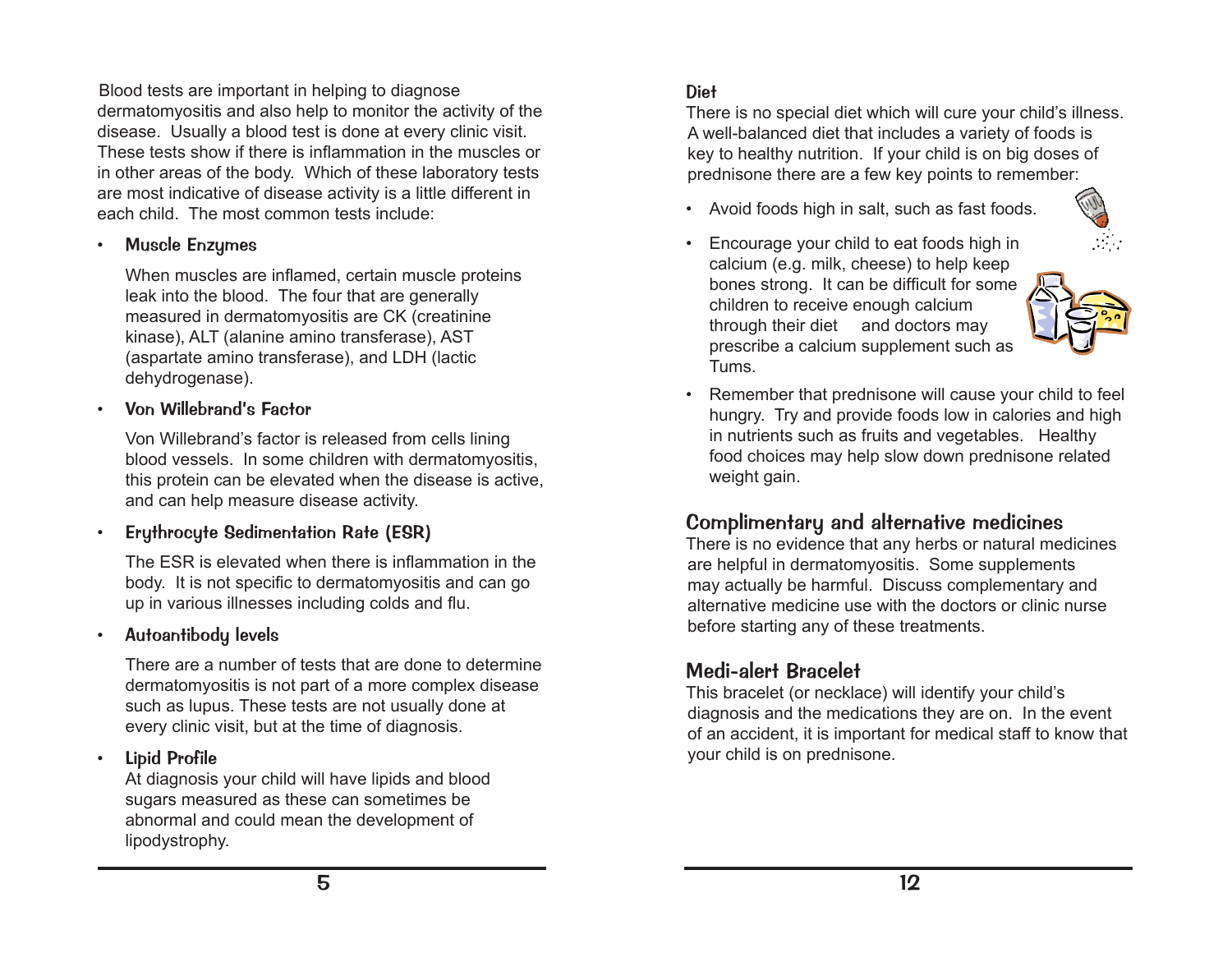Blood tests are important in helping to diagnose dermatomyositis and also help to monitor the activity of the disease. Usually a blood test is done at every clinic visit. These tests show if there is inflammation in the muscles or in other areas of the body. Which of these laboratory tests are most indicative of disease activity is a little different in each child. The most common tests include:

- **Muscle Enzymes**

  When muscles are inflamed, certain muscle proteins leak into the blood. The four that are generally measured in dermatomyositis are CK (creatinine kinase), ALT (alanine amino transferase), AST (aspartate amino transferase), and LDH (lactic dehydrogenase).

- **Von Willebrand's Factor**

  Von Willebrand's factor is released from cells lining blood vessels. In some children with dermatomyositis, this protein can be elevated when the disease is active, and can help measure disease activity.

- **Erythrocyte Sedimentation Rate (ESR)**

  The ESR is elevated when there is inflammation in the body. It is not specific to dermatomyositis and can go up in various illnesses including colds and flu.

- **Autoantibody levels**

  There are a number of tests that are done to determine dermatomyositis is not part of a more complex disease such as lupus. These tests are not usually done at every clinic visit, but at the time of diagnosis.

- **Lipid Profile**

  At diagnosis your child will have lipids and blood sugars measured as these can sometimes be abnormal and could mean the development of lipodystrophy.

### Diet

There is no special diet which will cure your child's illness. A well-balanced diet that includes a variety of foods is key to healthy nutrition. If your child is on big doses of prednisone there are a few key points to remember:

- Avoid foods high in salt, such as fast foods.
- Encourage your child to eat foods high in calcium (e.g. milk, cheese) to help keep bones strong. It can be difficult for some children to receive enough calcium through their diet and doctors may prescribe a calcium supplement such as Tums.
- Remember that prednisone will cause your child to feel hungry. Try and provide foods low in calories and high in nutrients such as fruits and vegetables. Healthy food choices may help slow down prednisone related weight gain.

## Complimentary and alternative medicines

There is no evidence that any herbs or natural medicines are helpful in dermatomyositis. Some supplements may actually be harmful. Discuss complementary and alternative medicine use with the doctors or clinic nurse before starting any of these treatments.

## Medi-alert Bracelet

This bracelet (or necklace) will identify your child's diagnosis and the medications they are on. In the event of an accident, it is important for medical staff to know that your child is on prednisone.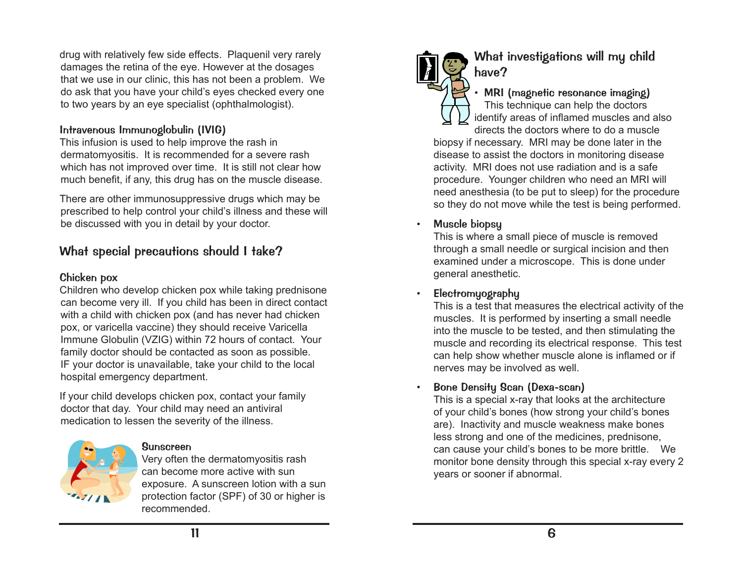drug with relatively few side effects. Plaquenil very rarely damages the retina of the eye. However at the dosages that we use in our clinic, this has not been a problem. We do ask that you have your child's eyes checked every one to two years by an eye specialist (ophthalmologist).

### Intravenous Immunoglobulin (IVIG)

This infusion is used to help improve the rash in dermatomyositis. It is recommended for a severe rash which has not improved over time. It is still not clear how much benefit, if any, this drug has on the muscle disease.

There are other immunosuppressive drugs which may be prescribed to help control your child's illness and these will be discussed with you in detail by your doctor.

## What special precautions should I take?

### Chicken pox

Children who develop chicken pox while taking prednisone can become very ill. If you child has been in direct contact with a child with chicken pox (and has never had chicken pox, or varicella vaccine) they should receive Varicella Immune Globulin (VZIG) within 72 hours of contact. Your family doctor should be contacted as soon as possible. IF your doctor is unavailable, take your child to the local hospital emergency department.

If your child develops chicken pox, contact your family doctor that day. Your child may need an antiviral medication to lessen the severity of the illness.

### Sunscreen

Very often the dermatomyositis rash can become more active with sun exposure. A sunscreen lotion with a sun protection factor (SPF) of 30 or higher is recommended.

## What investigations will my child have?

- **MRI (magnetic resonance imaging)**
  This technique can help the doctors identify areas of inflamed muscles and also directs the doctors where to do a muscle biopsy if necessary. MRI may be done later in the disease to assist the doctors in monitoring disease activity. MRI does not use radiation and is a safe procedure. Younger children who need an MRI will need anesthesia (to be put to sleep) for the procedure so they do not move while the test is being performed.

- **Muscle biopsy**
  This is where a small piece of muscle is removed through a small needle or surgical incision and then examined under a microscope. This is done under general anesthetic.

- **Electromyography**
  This is a test that measures the electrical activity of the muscles. It is performed by inserting a small needle into the muscle to be tested, and then stimulating the muscle and recording its electrical response. This test can help show whether muscle alone is inflamed or if nerves may be involved as well.

- **Bone Density Scan (Dexa-scan)**
  This is a special x-ray that looks at the architecture of your child's bones (how strong your child's bones are). Inactivity and muscle weakness make bones less strong and one of the medicines, prednisone, can cause your child's bones to be more brittle. We monitor bone density through this special x-ray every 2 years or sooner if abnormal.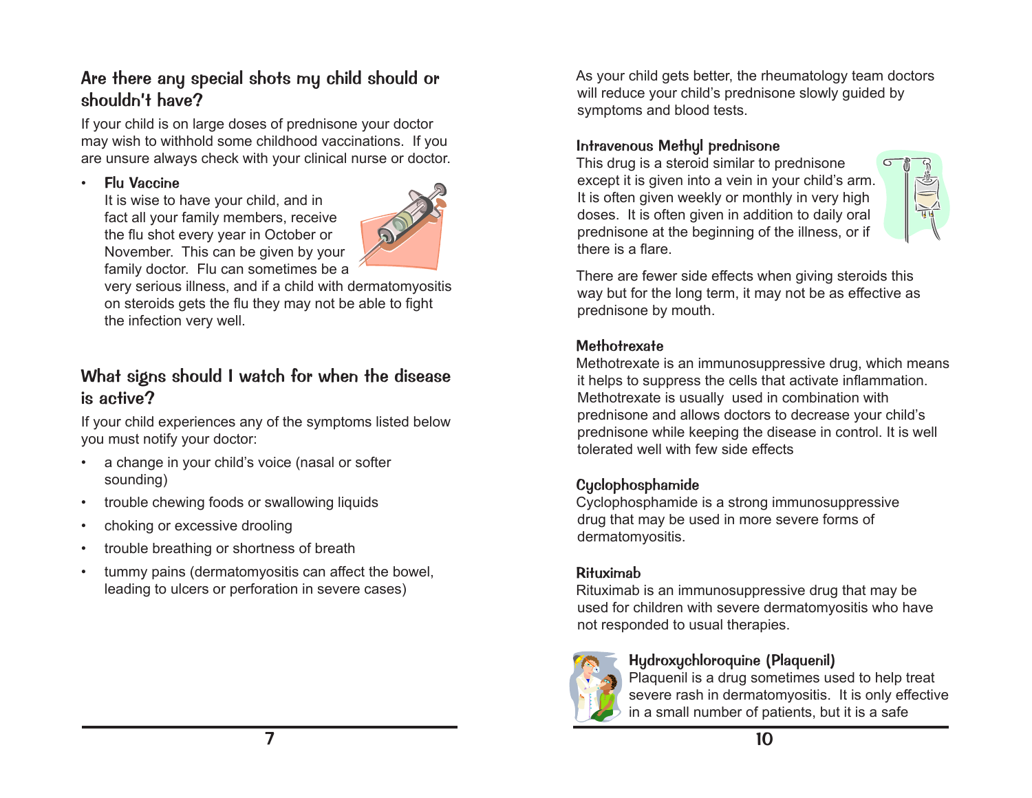## Are there any special shots my child should or shouldn't have?

If your child is on large doses of prednisone your doctor may wish to withhold some childhood vaccinations. If you are unsure always check with your clinical nurse or doctor.

- **Flu Vaccine**
  It is wise to have your child, and in fact all your family members, receive the flu shot every year in October or November. This can be given by your family doctor. Flu can sometimes be a very serious illness, and if a child with dermatomyositis on steroids gets the flu they may not be able to fight the infection very well.

## What signs should I watch for when the disease is active?

If your child experiences any of the symptoms listed below you must notify your doctor:

- a change in your child's voice (nasal or softer sounding)
- trouble chewing foods or swallowing liquids
- choking or excessive drooling
- trouble breathing or shortness of breath
- tummy pains (dermatomyositis can affect the bowel, leading to ulcers or perforation in severe cases)

As your child gets better, the rheumatology team doctors will reduce your child's prednisone slowly guided by symptoms and blood tests.

### Intravenous Methyl prednisone

This drug is a steroid similar to prednisone except it is given into a vein in your child's arm. It is often given weekly or monthly in very high doses. It is often given in addition to daily oral prednisone at the beginning of the illness, or if there is a flare.

There are fewer side effects when giving steroids this way but for the long term, it may not be as effective as prednisone by mouth.

### Methotrexate

Methotrexate is an immunosuppressive drug, which means it helps to suppress the cells that activate inflammation. Methotrexate is usually used in combination with prednisone and allows doctors to decrease your child's prednisone while keeping the disease in control. It is well tolerated well with few side effects

### Cyclophosphamide

Cyclophosphamide is a strong immunosuppressive drug that may be used in more severe forms of dermatomyositis.

### Rituximab

Rituximab is an immunosuppressive drug that may be used for children with severe dermatomyositis who have not responded to usual therapies.

### Hydroxychloroquine (Plaquenil)

Plaquenil is a drug sometimes used to help treat severe rash in dermatomyositis. It is only effective in a small number of patients, but it is a safe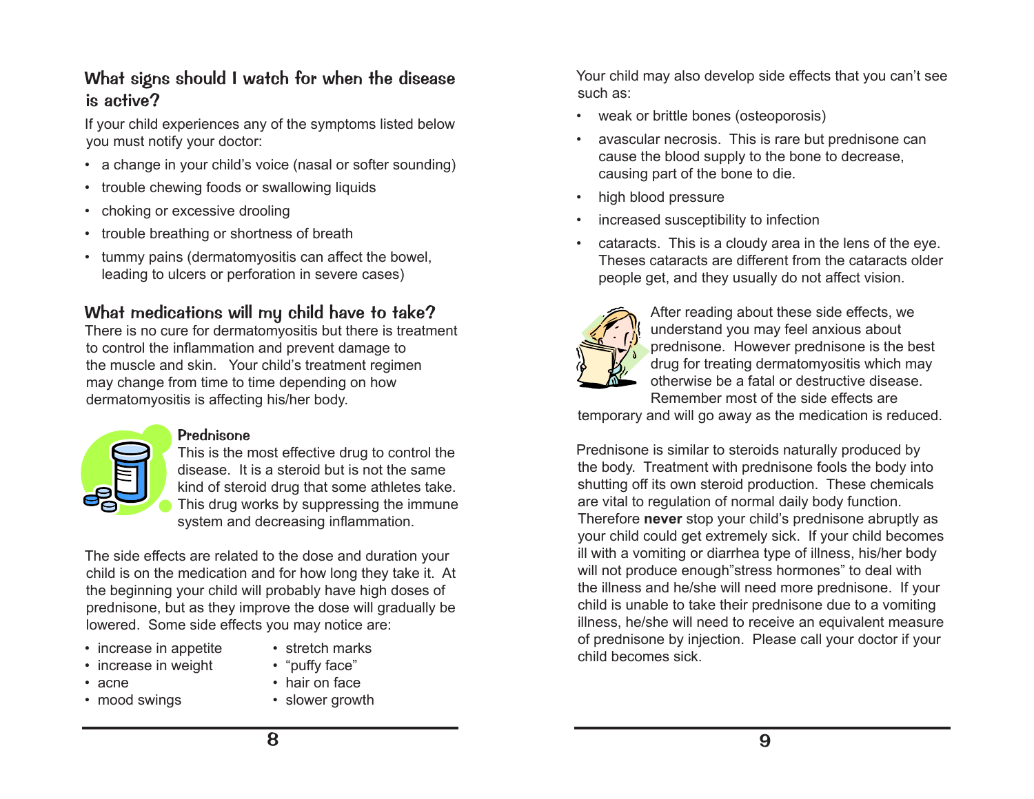## What signs should I watch for when the disease is active?

If your child experiences any of the symptoms listed below you must notify your doctor:

- a change in your child's voice (nasal or softer sounding)
- trouble chewing foods or swallowing liquids
- choking or excessive drooling
- trouble breathing or shortness of breath
- tummy pains (dermatomyositis can affect the bowel, leading to ulcers or perforation in severe cases)

## What medications will my child have to take?

There is no cure for dermatomyositis but there is treatment to control the inflammation and prevent damage to the muscle and skin. Your child's treatment regimen may change from time to time depending on how dermatomyositis is affecting his/her body.

### Prednisone

This is the most effective drug to control the disease. It is a steroid but is not the same kind of steroid drug that some athletes take. This drug works by suppressing the immune system and decreasing inflammation.

The side effects are related to the dose and duration your child is on the medication and for how long they take it. At the beginning your child will probably have high doses of prednisone, but as they improve the dose will gradually be lowered. Some side effects you may notice are:

- increase in appetite
- increase in weight
- acne
- mood swings
- stretch marks
- "puffy face"
- hair on face
- slower growth

Your child may also develop side effects that you can't see such as:

- weak or brittle bones (osteoporosis)
- avascular necrosis. This is rare but prednisone can cause the blood supply to the bone to decrease, causing part of the bone to die.
- high blood pressure
- increased susceptibility to infection
- cataracts. This is a cloudy area in the lens of the eye. Theses cataracts are different from the cataracts older people get, and they usually do not affect vision.

After reading about these side effects, we understand you may feel anxious about prednisone. However prednisone is the best drug for treating dermatomyositis which may otherwise be a fatal or destructive disease. Remember most of the side effects are temporary and will go away as the medication is reduced.

Prednisone is similar to steroids naturally produced by the body. Treatment with prednisone fools the body into shutting off its own steroid production. These chemicals are vital to regulation of normal daily body function. Therefore **never** stop your child's prednisone abruptly as your child could get extremely sick. If your child becomes ill with a vomiting or diarrhea type of illness, his/her body will not produce enough"stress hormones" to deal with the illness and he/she will need more prednisone. If your child is unable to take their prednisone due to a vomiting illness, he/she will need to receive an equivalent measure of prednisone by injection. Please call your doctor if your child becomes sick.